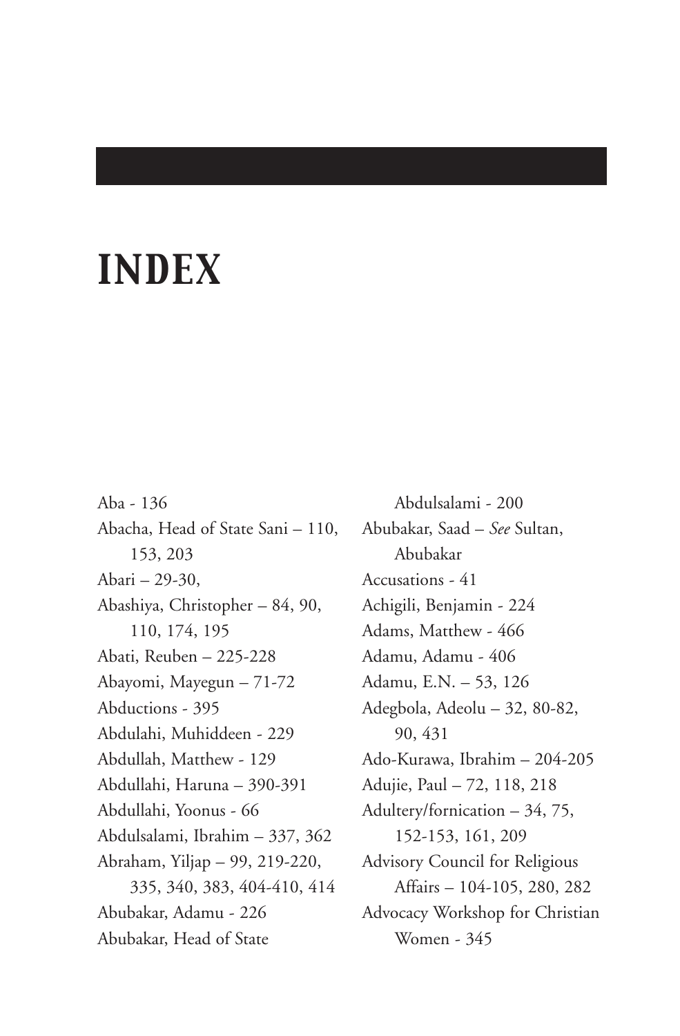# INDEX

Aba - 136
Abacha, Head of State Sani – 110, 153, 203
Abari – 29-30,
Abashiya, Christopher – 84, 90, 110, 174, 195
Abati, Reuben – 225-228
Abayomi, Mayegun – 71-72
Abductions - 395
Abdulahi, Muhiddeen - 229
Abdullah, Matthew - 129
Abdullahi, Haruna – 390-391
Abdullahi, Yoonus - 66
Abdulsalami, Ibrahim – 337, 362
Abraham, Yiljap – 99, 219-220, 335, 340, 383, 404-410, 414
Abubakar, Adamu - 226
Abubakar, Head of State Abdulsalami - 200
Abubakar, Saad – *See* Sultan, Abubakar
Accusations - 41
Achigili, Benjamin - 224
Adams, Matthew - 466
Adamu, Adamu - 406
Adamu, E.N. – 53, 126
Adegbola, Adeolu – 32, 80-82, 90, 431
Ado-Kurawa, Ibrahim – 204-205
Adujie, Paul – 72, 118, 218
Adultery/fornication – 34, 75, 152-153, 161, 209
Advisory Council for Religious Affairs – 104-105, 280, 282
Advocacy Workshop for Christian Women - 345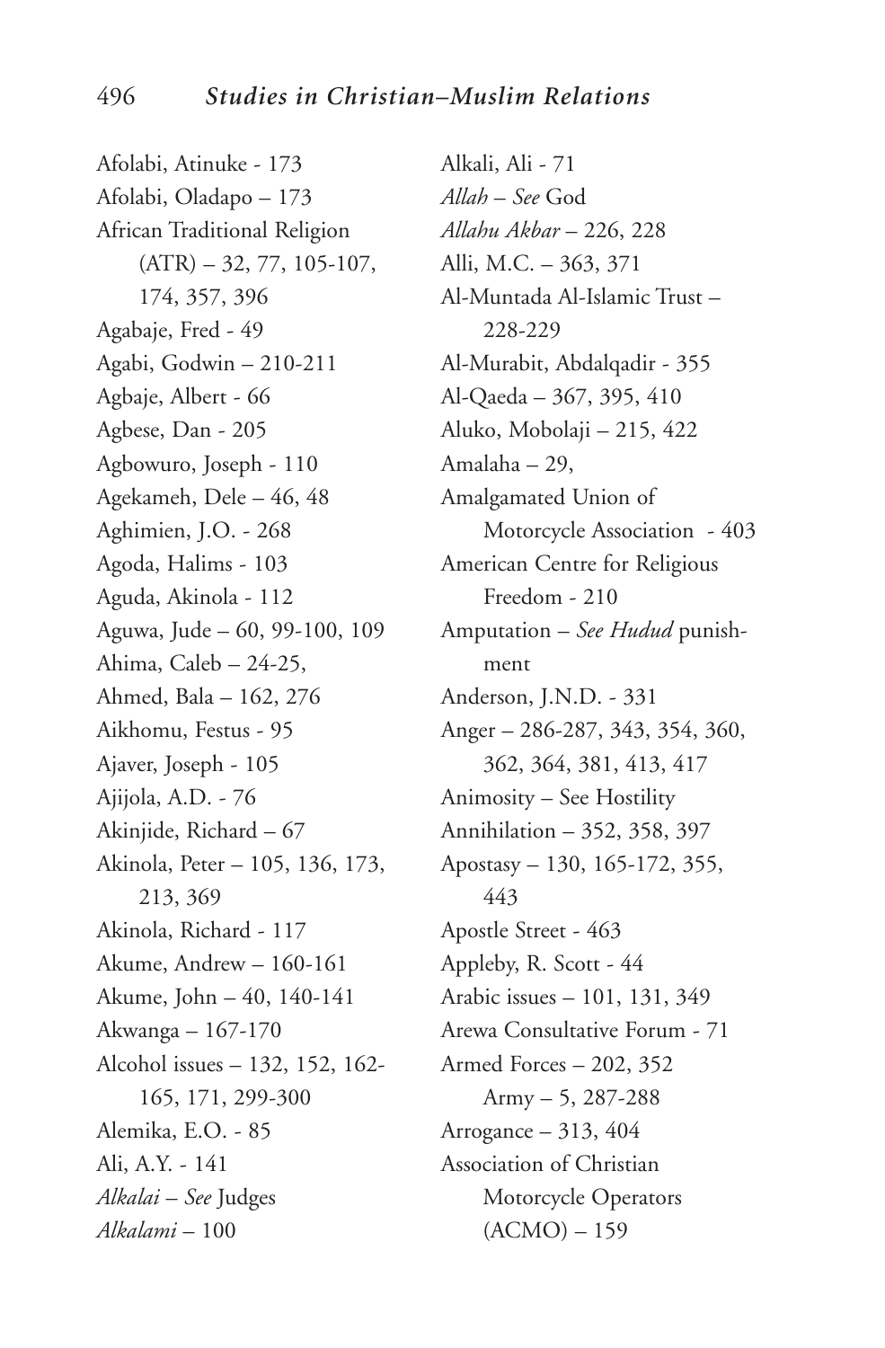Afolabi, Atinuke - 173
Afolabi, Oladapo – 173
African Traditional Religion (ATR) – 32, 77, 105-107, 174, 357, 396
Agabaje, Fred - 49
Agabi, Godwin – 210-211
Agbaje, Albert - 66
Agbese, Dan - 205
Agbowuro, Joseph - 110
Agekameh, Dele – 46, 48
Aghimien, J.O. - 268
Agoda, Halims - 103
Aguda, Akinola - 112
Aguwa, Jude – 60, 99-100, 109
Ahima, Caleb – 24-25,
Ahmed, Bala – 162, 276
Aikhomu, Festus - 95
Ajaver, Joseph - 105
Ajijola, A.D. - 76
Akinjide, Richard – 67
Akinola, Peter – 105, 136, 173, 213, 369
Akinola, Richard - 117
Akume, Andrew – 160-161
Akume, John – 40, 140-141
Akwanga – 167-170
Alcohol issues – 132, 152, 162-165, 171, 299-300
Alemika, E.O. - 85
Ali, A.Y. - 141
*Alkalai* – *See* Judges
*Alkalami* – 100
Alkali, Ali - 71
*Allah* – *See* God
*Allahu Akbar* – 226, 228
Alli, M.C. – 363, 371
Al-Muntada Al-Islamic Trust – 228-229
Al-Murabit, Abdalqadir - 355
Al-Qaeda – 367, 395, 410
Aluko, Mobolaji – 215, 422
Amalaha – 29,
Amalgamated Union of Motorcycle Association - 403
American Centre for Religious Freedom - 210
Amputation – *See Hudud* punishment
Anderson, J.N.D. - 331
Anger – 286-287, 343, 354, 360, 362, 364, 381, 413, 417
Animosity – See Hostility
Annihilation – 352, 358, 397
Apostasy – 130, 165-172, 355, 443
Apostle Street - 463
Appleby, R. Scott - 44
Arabic issues – 101, 131, 349
Arewa Consultative Forum - 71
Armed Forces – 202, 352
  Army – 5, 287-288
Arrogance – 313, 404
Association of Christian Motorcycle Operators (ACMO) – 159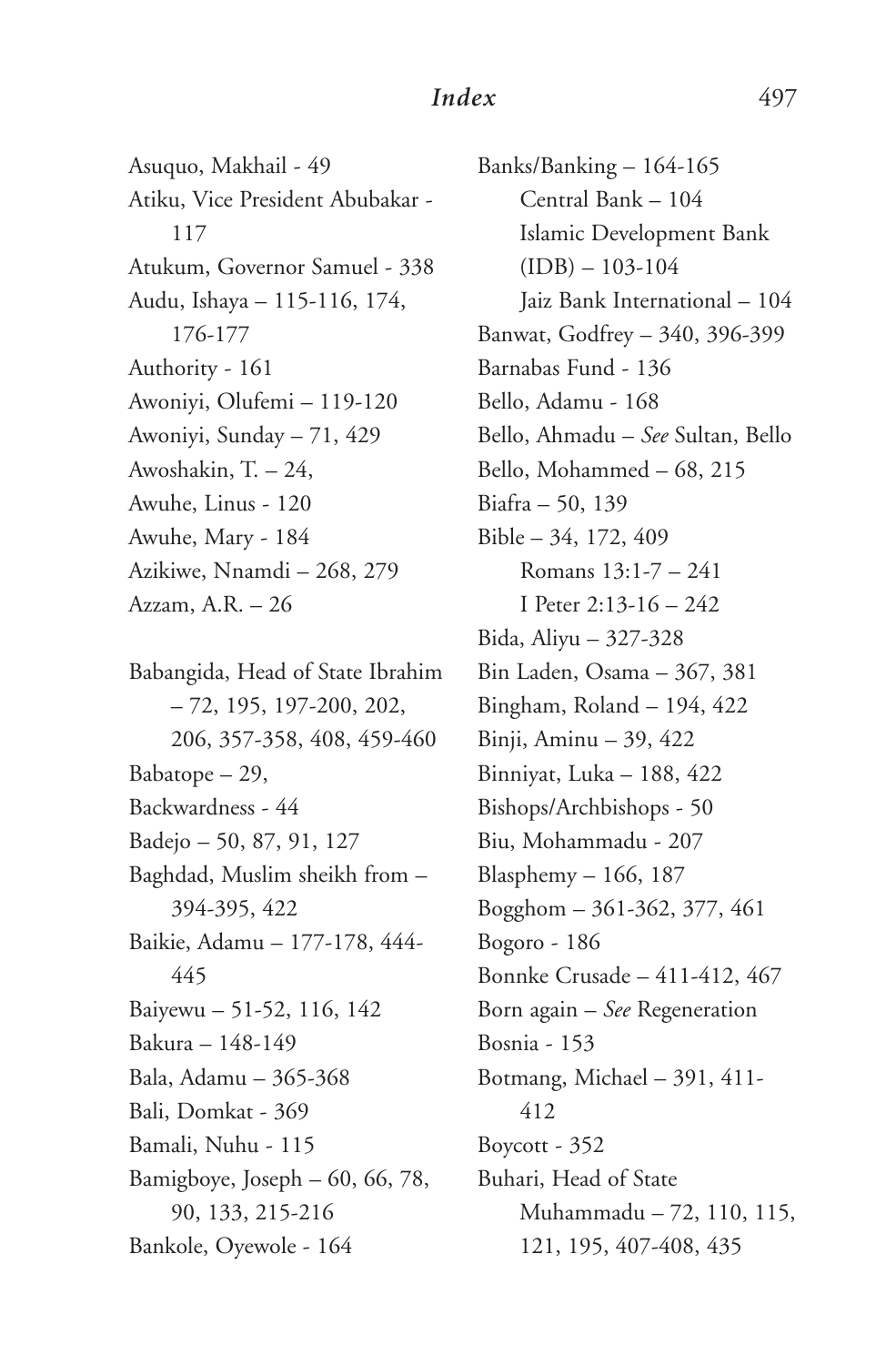Asuquo, Makhail - 49
Atiku, Vice President Abubakar - 117
Atukum, Governor Samuel - 338
Audu, Ishaya – 115-116, 174, 176-177
Authority - 161
Awoniyi, Olufemi – 119-120
Awoniyi, Sunday – 71, 429
Awoshakin, T. – 24,
Awuhe, Linus - 120
Awuhe, Mary - 184
Azikiwe, Nnamdi – 268, 279
Azzam, A.R. – 26

Babangida, Head of State Ibrahim – 72, 195, 197-200, 202, 206, 357-358, 408, 459-460
Babatope – 29,
Backwardness - 44
Badejo – 50, 87, 91, 127
Baghdad, Muslim sheikh from – 394-395, 422
Baikie, Adamu – 177-178, 444-445
Baiyewu – 51-52, 116, 142
Bakura – 148-149
Bala, Adamu – 365-368
Bali, Domkat - 369
Bamali, Nuhu - 115
Bamigboye, Joseph – 60, 66, 78, 90, 133, 215-216
Bankole, Oyewole - 164
Banks/Banking – 164-165
  Central Bank – 104
  Islamic Development Bank (IDB) – 103-104
  Jaiz Bank International – 104
Banwat, Godfrey – 340, 396-399
Barnabas Fund - 136
Bello, Adamu - 168
Bello, Ahmadu – *See* Sultan, Bello
Bello, Mohammed – 68, 215
Biafra – 50, 139
Bible – 34, 172, 409
  Romans 13:1-7 – 241
  I Peter 2:13-16 – 242
Bida, Aliyu – 327-328
Bin Laden, Osama – 367, 381
Bingham, Roland – 194, 422
Binji, Aminu – 39, 422
Binniyat, Luka – 188, 422
Bishops/Archbishops - 50
Biu, Mohammadu - 207
Blasphemy – 166, 187
Bogghom – 361-362, 377, 461
Bogoro - 186
Bonnke Crusade – 411-412, 467
Born again – *See* Regeneration
Bosnia - 153
Botmang, Michael – 391, 411-412
Boycott - 352
Buhari, Head of State Muhammadu – 72, 110, 115, 121, 195, 407-408, 435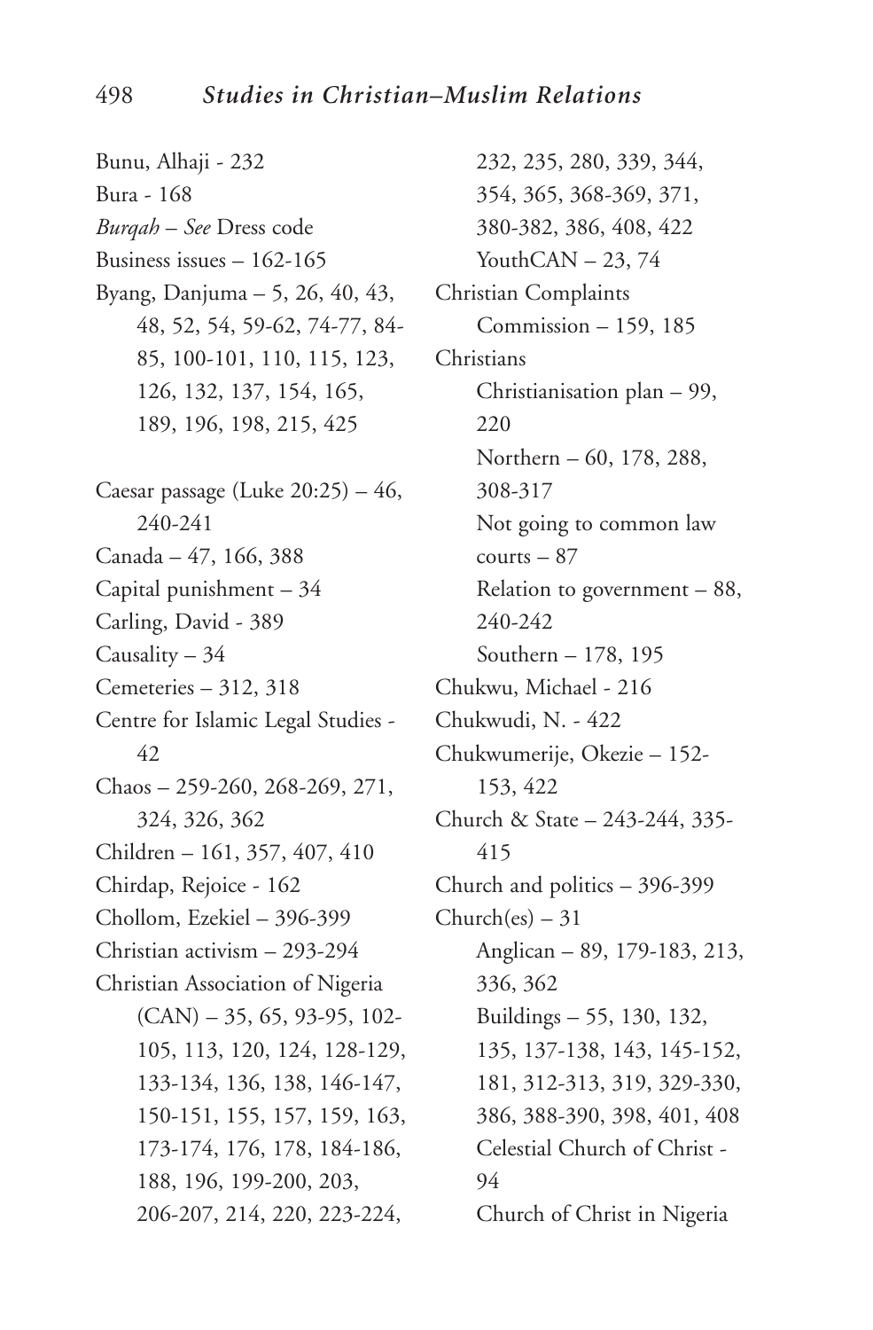Bunu, Alhaji - 232
Bura - 168
*Burqah* – *See* Dress code
Business issues – 162-165
Byang, Danjuma – 5, 26, 40, 43, 48, 52, 54, 59-62, 74-77, 84-85, 100-101, 110, 115, 123, 126, 132, 137, 154, 165, 189, 196, 198, 215, 425

Caesar passage (Luke 20:25) – 46, 240-241
Canada – 47, 166, 388
Capital punishment – 34
Carling, David - 389
Causality – 34
Cemeteries – 312, 318
Centre for Islamic Legal Studies - 42
Chaos – 259-260, 268-269, 271, 324, 326, 362
Children – 161, 357, 407, 410
Chirdap, Rejoice - 162
Chollom, Ezekiel – 396-399
Christian activism – 293-294
Christian Association of Nigeria (CAN) – 35, 65, 93-95, 102-105, 113, 120, 124, 128-129, 133-134, 136, 138, 146-147, 150-151, 155, 157, 159, 163, 173-174, 176, 178, 184-186, 188, 196, 199-200, 203, 206-207, 214, 220, 223-224, 232, 235, 280, 339, 344, 354, 365, 368-369, 371, 380-382, 386, 408, 422
    YouthCAN – 23, 74
Christian Complaints Commission – 159, 185
Christians
    Christianisation plan – 99, 220
    Northern – 60, 178, 288, 308-317
    Not going to common law courts – 87
    Relation to government – 88, 240-242
    Southern – 178, 195
Chukwu, Michael - 216
Chukwudi, N. - 422
Chukwumerije, Okezie – 152-153, 422
Church & State – 243-244, 335-415
Church and politics – 396-399
Church(es) – 31
    Anglican – 89, 179-183, 213, 336, 362
    Buildings – 55, 130, 132, 135, 137-138, 143, 145-152, 181, 312-313, 319, 329-330, 386, 388-390, 398, 401, 408
    Celestial Church of Christ - 94
    Church of Christ in Nigeria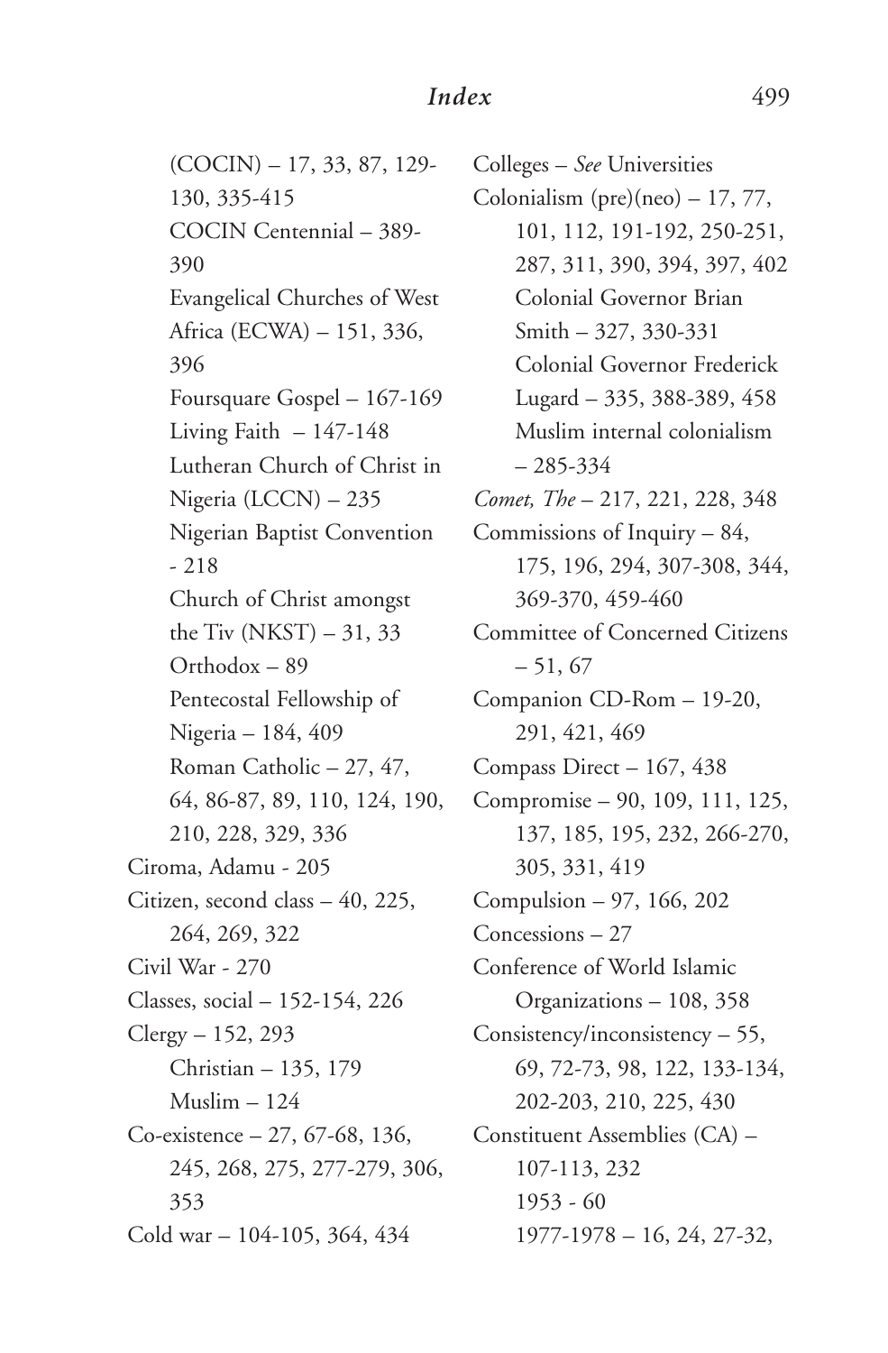(COCIN) – 17, 33, 87, 129-130, 335-415
    - COCIN Centennial – 389-390
    - Evangelical Churches of West Africa (ECWA) – 151, 336, 396
    - Foursquare Gospel – 167-169
    - Living Faith – 147-148
    - Lutheran Church of Christ in Nigeria (LCCN) – 235
    - Nigerian Baptist Convention - 218
    - Church of Christ amongst the Tiv (NKST) – 31, 33
    - Orthodox – 89
    - Pentecostal Fellowship of Nigeria – 184, 409
    - Roman Catholic – 27, 47, 64, 86-87, 89, 110, 124, 190, 210, 228, 329, 336

Ciroma, Adamu - 205

Citizen, second class – 40, 225, 264, 269, 322

Civil War - 270

Classes, social – 152-154, 226

Clergy – 152, 293
    - Christian – 135, 179
    - Muslim – 124

Co-existence – 27, 67-68, 136, 245, 268, 275, 277-279, 306, 353

Cold war – 104-105, 364, 434

Colleges – *See* Universities

Colonialism (pre)(neo) – 17, 77, 101, 112, 191-192, 250-251, 287, 311, 390, 394, 397, 402
    - Colonial Governor Brian Smith – 327, 330-331
    - Colonial Governor Frederick Lugard – 335, 388-389, 458
    - Muslim internal colonialism – 285-334

*Comet, The* – 217, 221, 228, 348

Commissions of Inquiry – 84, 175, 196, 294, 307-308, 344, 369-370, 459-460

Committee of Concerned Citizens – 51, 67

Companion CD-Rom – 19-20, 291, 421, 469

Compass Direct – 167, 438

Compromise – 90, 109, 111, 125, 137, 185, 195, 232, 266-270, 305, 331, 419

Compulsion – 97, 166, 202

Concessions – 27

Conference of World Islamic Organizations – 108, 358

Consistency/inconsistency – 55, 69, 72-73, 98, 122, 133-134, 202-203, 210, 225, 430

Constituent Assemblies (CA) – 107-113, 232
    - 1953 - 60
    - 1977-1978 – 16, 24, 27-32,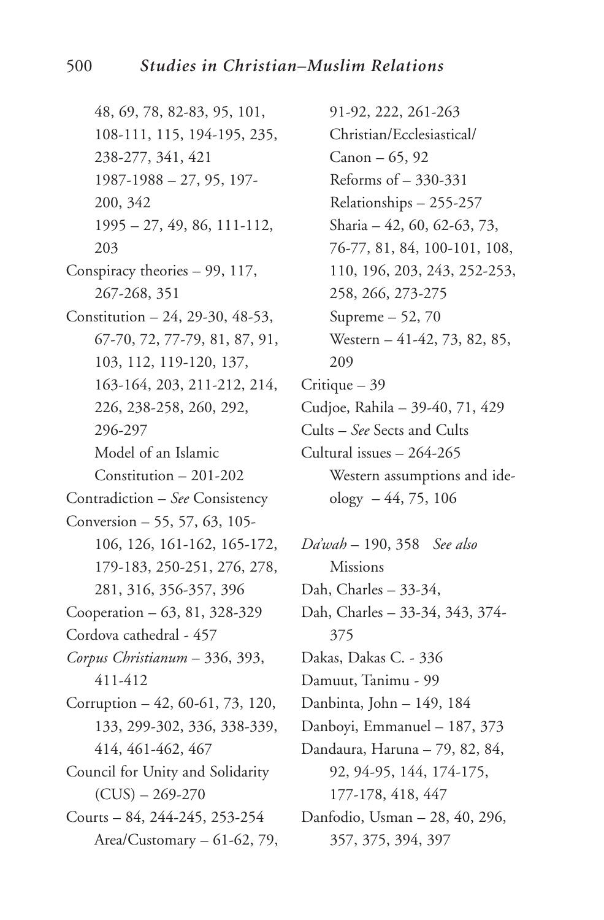48, 69, 78, 82-83, 95, 101, 108-111, 115, 194-195, 235, 238-277, 341, 421
  1987-1988 – 27, 95, 197-200, 342
  1995 – 27, 49, 86, 111-112, 203

Conspiracy theories – 99, 117, 267-268, 351

Constitution – 24, 29-30, 48-53, 67-70, 72, 77-79, 81, 87, 91, 103, 112, 119-120, 137, 163-164, 203, 211-212, 214, 226, 238-258, 260, 292, 296-297
  Model of an Islamic Constitution – 201-202

Contradiction – *See* Consistency

Conversion – 55, 57, 63, 105-106, 126, 161-162, 165-172, 179-183, 250-251, 276, 278, 281, 316, 356-357, 396

Cooperation – 63, 81, 328-329

Cordova cathedral - 457

*Corpus Christianum* – 336, 393, 411-412

Corruption – 42, 60-61, 73, 120, 133, 299-302, 336, 338-339, 414, 461-462, 467

Council for Unity and Solidarity (CUS) – 269-270

Courts – 84, 244-245, 253-254
  Area/Customary – 61-62, 79, 91-92, 222, 261-263
  Christian/Ecclesiastical/ Canon – 65, 92
  Reforms of – 330-331
  Relationships – 255-257
  Sharia – 42, 60, 62-63, 73, 76-77, 81, 84, 100-101, 108, 110, 196, 203, 243, 252-253, 258, 266, 273-275
  Supreme – 52, 70
  Western – 41-42, 73, 82, 85, 209

Critique – 39

Cudjoe, Rahila – 39-40, 71, 429

Cults – *See* Sects and Cults

Cultural issues – 264-265
  Western assumptions and ideology – 44, 75, 106

*Da'wah* – 190, 358 *See also* Missions

Dah, Charles – 33-34,

Dah, Charles – 33-34, 343, 374-375

Dakas, Dakas C. - 336

Damuut, Tanimu - 99

Danbinta, John – 149, 184

Danboyi, Emmanuel – 187, 373

Dandaura, Haruna – 79, 82, 84, 92, 94-95, 144, 174-175, 177-178, 418, 447

Danfodio, Usman – 28, 40, 296, 357, 375, 394, 397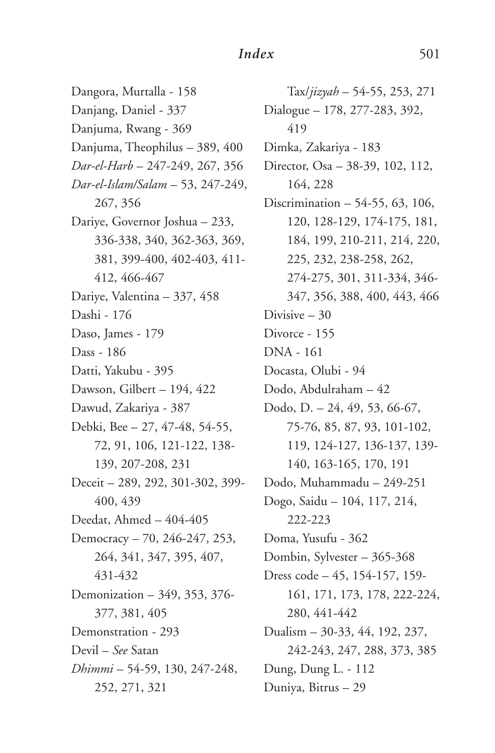Dangora, Murtalla - 158
Danjang, Daniel - 337
Danjuma, Rwang - 369
Danjuma, Theophilus – 389, 400
*Dar-el-Harb* – 247-249, 267, 356
*Dar-el-Islam/Salam* – 53, 247-249, 267, 356
Dariye, Governor Joshua – 233, 336-338, 340, 362-363, 369, 381, 399-400, 402-403, 411-412, 466-467
Dariye, Valentina – 337, 458
Dashi - 176
Daso, James - 179
Dass - 186
Datti, Yakubu - 395
Dawson, Gilbert – 194, 422
Dawud, Zakariya - 387
Debki, Bee – 27, 47-48, 54-55, 72, 91, 106, 121-122, 138-139, 207-208, 231
Deceit – 289, 292, 301-302, 399-400, 439
Deedat, Ahmed – 404-405
Democracy – 70, 246-247, 253, 264, 341, 347, 395, 407, 431-432
Demonization – 349, 353, 376-377, 381, 405
Demonstration - 293
Devil – *See* Satan
*Dhimmi* – 54-59, 130, 247-248, 252, 271, 321
Tax/*jizyah* – 54-55, 253, 271
Dialogue – 178, 277-283, 392, 419
Dimka, Zakariya - 183
Director, Osa – 38-39, 102, 112, 164, 228
Discrimination – 54-55, 63, 106, 120, 128-129, 174-175, 181, 184, 199, 210-211, 214, 220, 225, 232, 238-258, 262, 274-275, 301, 311-334, 346-347, 356, 388, 400, 443, 466
Divisive – 30
Divorce - 155
DNA - 161
Docasta, Olubi - 94
Dodo, Abdulraham – 42
Dodo, D. – 24, 49, 53, 66-67, 75-76, 85, 87, 93, 101-102, 119, 124-127, 136-137, 139-140, 163-165, 170, 191
Dodo, Muhammadu – 249-251
Dogo, Saidu – 104, 117, 214, 222-223
Doma, Yusufu - 362
Dombin, Sylvester – 365-368
Dress code – 45, 154-157, 159-161, 171, 173, 178, 222-224, 280, 441-442
Dualism – 30-33, 44, 192, 237, 242-243, 247, 288, 373, 385
Dung, Dung L. - 112
Duniya, Bitrus – 29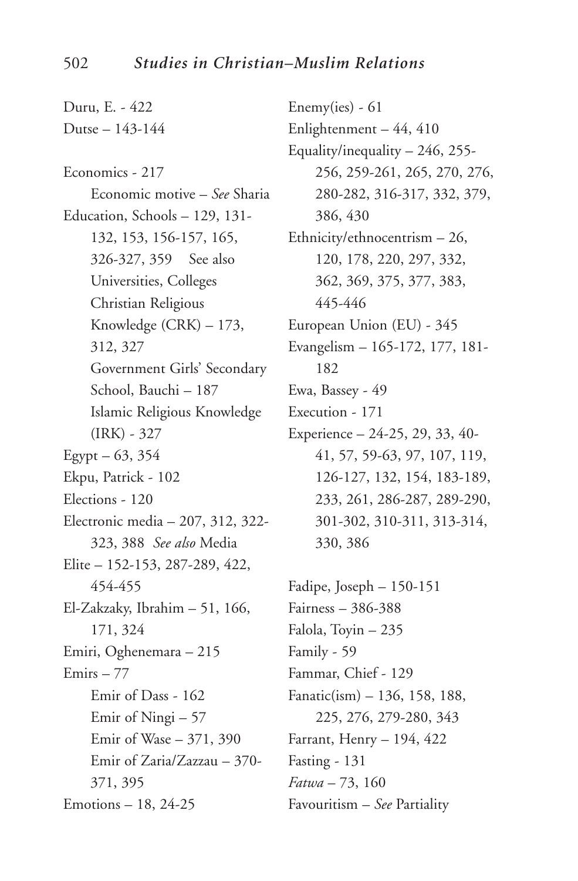Duru, E. - 422
Dutse – 143-144

Economics - 217
    Economic motive – *See* Sharia
Education, Schools – 129, 131-132, 153, 156-157, 165, 326-327, 359 See also Universities, Colleges
    Christian Religious Knowledge (CRK) – 173, 312, 327
    Government Girls' Secondary School, Bauchi – 187
    Islamic Religious Knowledge (IRK) - 327
Egypt – 63, 354
Ekpu, Patrick - 102
Elections - 120
Electronic media – 207, 312, 322-323, 388 *See also* Media
Elite – 152-153, 287-289, 422, 454-455
El-Zakzaky, Ibrahim – 51, 166, 171, 324
Emiri, Oghenemara – 215
Emirs – 77
    Emir of Dass - 162
    Emir of Ningi – 57
    Emir of Wase – 371, 390
    Emir of Zaria/Zazzau – 370-371, 395
Emotions – 18, 24-25
Enemy(ies) - 61
Enlightenment – 44, 410
Equality/inequality – 246, 255-256, 259-261, 265, 270, 276, 280-282, 316-317, 332, 379, 386, 430
Ethnicity/ethnocentrism – 26, 120, 178, 220, 297, 332, 362, 369, 375, 377, 383, 445-446
European Union (EU) - 345
Evangelism – 165-172, 177, 181-182
Ewa, Bassey - 49
Execution - 171
Experience – 24-25, 29, 33, 40-41, 57, 59-63, 97, 107, 119, 126-127, 132, 154, 183-189, 233, 261, 286-287, 289-290, 301-302, 310-311, 313-314, 330, 386

Fadipe, Joseph – 150-151
Fairness – 386-388
Falola, Toyin – 235
Family - 59
Fammar, Chief - 129
Fanatic(ism) – 136, 158, 188, 225, 276, 279-280, 343
Farrant, Henry – 194, 422
Fasting - 131
*Fatwa* – 73, 160
Favouritism – *See* Partiality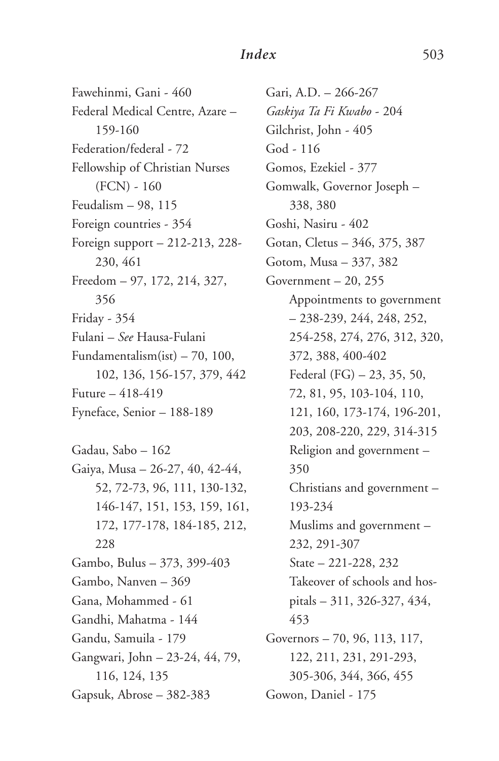Fawehinmi, Gani - 460
Federal Medical Centre, Azare – 159-160
Federation/federal - 72
Fellowship of Christian Nurses (FCN) - 160
Feudalism – 98, 115
Foreign countries - 354
Foreign support – 212-213, 228-230, 461
Freedom – 97, 172, 214, 327, 356
Friday - 354
Fulani – *See* Hausa-Fulani
Fundamentalism(ist) – 70, 100, 102, 136, 156-157, 379, 442
Future – 418-419
Fyneface, Senior – 188-189

Gadau, Sabo – 162
Gaiya, Musa – 26-27, 40, 42-44, 52, 72-73, 96, 111, 130-132, 146-147, 151, 153, 159, 161, 172, 177-178, 184-185, 212, 228
Gambo, Bulus – 373, 399-403
Gambo, Nanven – 369
Gana, Mohammed - 61
Gandhi, Mahatma - 144
Gandu, Samuila - 179
Gangwari, John – 23-24, 44, 79, 116, 124, 135
Gapsuk, Abrose – 382-383
Gari, A.D. – 266-267
*Gaskiya Ta Fi Kwabo* - 204
Gilchrist, John - 405
God - 116
Gomos, Ezekiel - 377
Gomwalk, Governor Joseph – 338, 380
Goshi, Nasiru - 402
Gotan, Cletus – 346, 375, 387
Gotom, Musa – 337, 382
Government – 20, 255
- Appointments to government – 238-239, 244, 248, 252, 254-258, 274, 276, 312, 320, 372, 388, 400-402
- Federal (FG) – 23, 35, 50, 72, 81, 95, 103-104, 110, 121, 160, 173-174, 196-201, 203, 208-220, 229, 314-315
- Religion and government – 350
- Christians and government – 193-234
- Muslims and government – 232, 291-307
- State – 221-228, 232
- Takeover of schools and hospitals – 311, 326-327, 434, 453

Governors – 70, 96, 113, 117, 122, 211, 231, 291-293, 305-306, 344, 366, 455
Gowon, Daniel - 175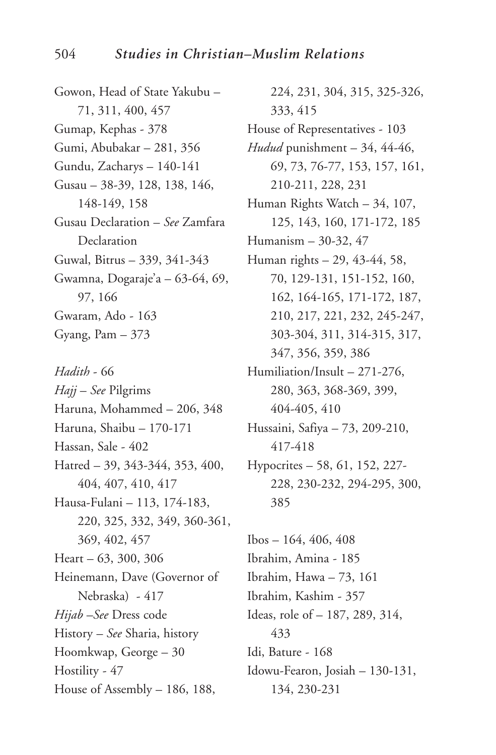Gowon, Head of State Yakubu – 71, 311, 400, 457

Gumap, Kephas - 378

Gumi, Abubakar – 281, 356

Gundu, Zacharys – 140-141

Gusau – 38-39, 128, 138, 146, 148-149, 158

Gusau Declaration – *See* Zamfara Declaration

Guwal, Bitrus – 339, 341-343

Gwamna, Dogaraje'a – 63-64, 69, 97, 166

Gwaram, Ado - 163

Gyang, Pam – 373

*Hadith* - 66

*Hajj* – *See* Pilgrims

Haruna, Mohammed – 206, 348

Haruna, Shaibu – 170-171

Hassan, Sale - 402

Hatred – 39, 343-344, 353, 400, 404, 407, 410, 417

Hausa-Fulani – 113, 174-183, 220, 325, 332, 349, 360-361, 369, 402, 457

Heart – 63, 300, 306

Heinemann, Dave (Governor of Nebraska) - 417

*Hijab* –*See* Dress code

History – *See* Sharia, history

Hoomkwap, George – 30

Hostility - 47

House of Assembly – 186, 188, 224, 231, 304, 315, 325-326, 333, 415

House of Representatives - 103

*Hudud* punishment – 34, 44-46, 69, 73, 76-77, 153, 157, 161, 210-211, 228, 231

Human Rights Watch – 34, 107, 125, 143, 160, 171-172, 185

Humanism – 30-32, 47

Human rights – 29, 43-44, 58, 70, 129-131, 151-152, 160, 162, 164-165, 171-172, 187, 210, 217, 221, 232, 245-247, 303-304, 311, 314-315, 317, 347, 356, 359, 386

Humiliation/Insult – 271-276, 280, 363, 368-369, 399, 404-405, 410

Hussaini, Safiya – 73, 209-210, 417-418

Hypocrites – 58, 61, 152, 227-228, 230-232, 294-295, 300, 385

Ibos – 164, 406, 408

Ibrahim, Amina - 185

Ibrahim, Hawa – 73, 161

Ibrahim, Kashim - 357

Ideas, role of – 187, 289, 314, 433

Idi, Bature - 168

Idowu-Fearon, Josiah – 130-131, 134, 230-231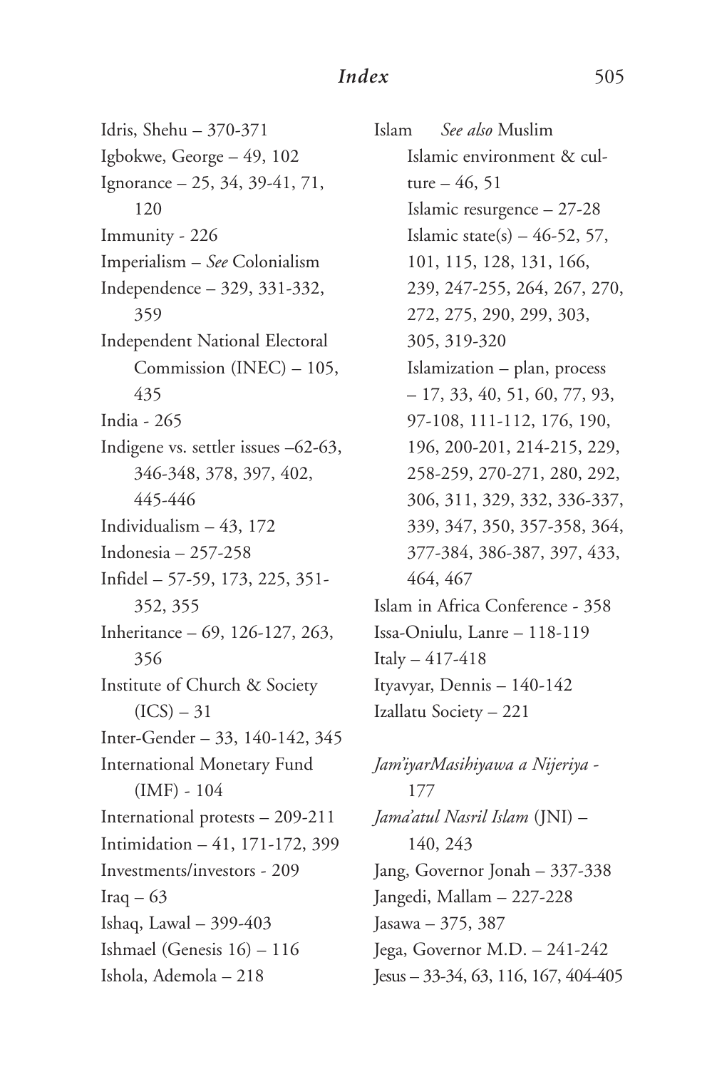Idris, Shehu – 370-371
Igbokwe, George – 49, 102
Ignorance – 25, 34, 39-41, 71, 120
Immunity - 226
Imperialism – *See* Colonialism
Independence – 329, 331-332, 359
Independent National Electoral Commission (INEC) – 105, 435
India - 265
Indigene vs. settler issues –62-63, 346-348, 378, 397, 402, 445-446
Individualism – 43, 172
Indonesia – 257-258
Infidel – 57-59, 173, 225, 351-352, 355
Inheritance – 69, 126-127, 263, 356
Institute of Church & Society (ICS) – 31
Inter-Gender – 33, 140-142, 345
International Monetary Fund (IMF) - 104
International protests – 209-211
Intimidation – 41, 171-172, 399
Investments/investors - 209
Iraq – 63
Ishaq, Lawal – 399-403
Ishmael (Genesis 16) – 116
Ishola, Ademola – 218
Islam *See also* Muslim
- Islamic environment & culture – 46, 51
- Islamic resurgence – 27-28
- Islamic state(s) – 46-52, 57, 101, 115, 128, 131, 166, 239, 247-255, 264, 267, 270, 272, 275, 290, 299, 303, 305, 319-320
- Islamization – plan, process – 17, 33, 40, 51, 60, 77, 93, 97-108, 111-112, 176, 190, 196, 200-201, 214-215, 229, 258-259, 270-271, 280, 292, 306, 311, 329, 332, 336-337, 339, 347, 350, 357-358, 364, 377-384, 386-387, 397, 433, 464, 467

Islam in Africa Conference - 358
Issa-Oniulu, Lanre – 118-119
Italy – 417-418
Ityavyar, Dennis – 140-142
Izallatu Society – 221

*Jam'iyarMasihiyawa a Nijeriya* - 177
*Jama'atul Nasril Islam* (JNI) – 140, 243
Jang, Governor Jonah – 337-338
Jangedi, Mallam – 227-228
Jasawa – 375, 387
Jega, Governor M.D. – 241-242
Jesus – 33-34, 63, 116, 167, 404-405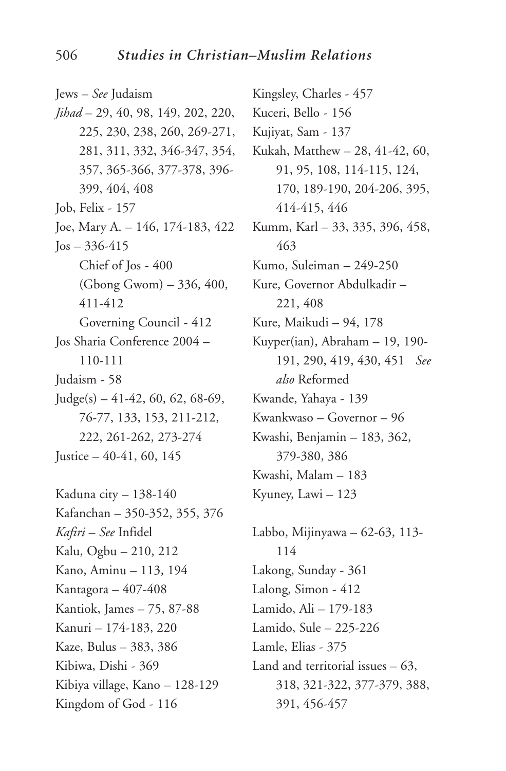Jews – *See* Judaism

*Jihad* – 29, 40, 98, 149, 202, 220, 225, 230, 238, 260, 269-271, 281, 311, 332, 346-347, 354, 357, 365-366, 377-378, 396-399, 404, 408

Job, Felix - 157

Joe, Mary A. – 146, 174-183, 422

Jos – 336-415
- Chief of Jos - 400
- (Gbong Gwom) – 336, 400, 411-412
- Governing Council - 412

Jos Sharia Conference 2004 – 110-111

Judaism - 58

Judge(s) – 41-42, 60, 62, 68-69, 76-77, 133, 153, 211-212, 222, 261-262, 273-274

Justice – 40-41, 60, 145

Kaduna city – 138-140

Kafanchan – 350-352, 355, 376

*Kafiri* – *See* Infidel

Kalu, Ogbu – 210, 212

Kano, Aminu – 113, 194

Kantagora – 407-408

Kantiok, James – 75, 87-88

Kanuri – 174-183, 220

Kaze, Bulus – 383, 386

Kibiwa, Dishi - 369

Kibiya village, Kano – 128-129

Kingdom of God - 116

Kingsley, Charles - 457

Kuceri, Bello - 156

Kujiyat, Sam - 137

Kukah, Matthew – 28, 41-42, 60, 91, 95, 108, 114-115, 124, 170, 189-190, 204-206, 395, 414-415, 446

Kumm, Karl – 33, 335, 396, 458, 463

Kumo, Suleiman – 249-250

Kure, Governor Abdulkadir – 221, 408

Kure, Maikudi – 94, 178

Kuyper(ian), Abraham – 19, 190-191, 290, 419, 430, 451 *See also* Reformed

Kwande, Yahaya - 139

Kwankwaso – Governor – 96

Kwashi, Benjamin – 183, 362, 379-380, 386

Kwashi, Malam – 183

Kyuney, Lawi – 123

Labbo, Mijinyawa – 62-63, 113-114

Lakong, Sunday - 361

Lalong, Simon - 412

Lamido, Ali – 179-183

Lamido, Sule – 225-226

Lamle, Elias - 375

Land and territorial issues – 63, 318, 321-322, 377-379, 388, 391, 456-457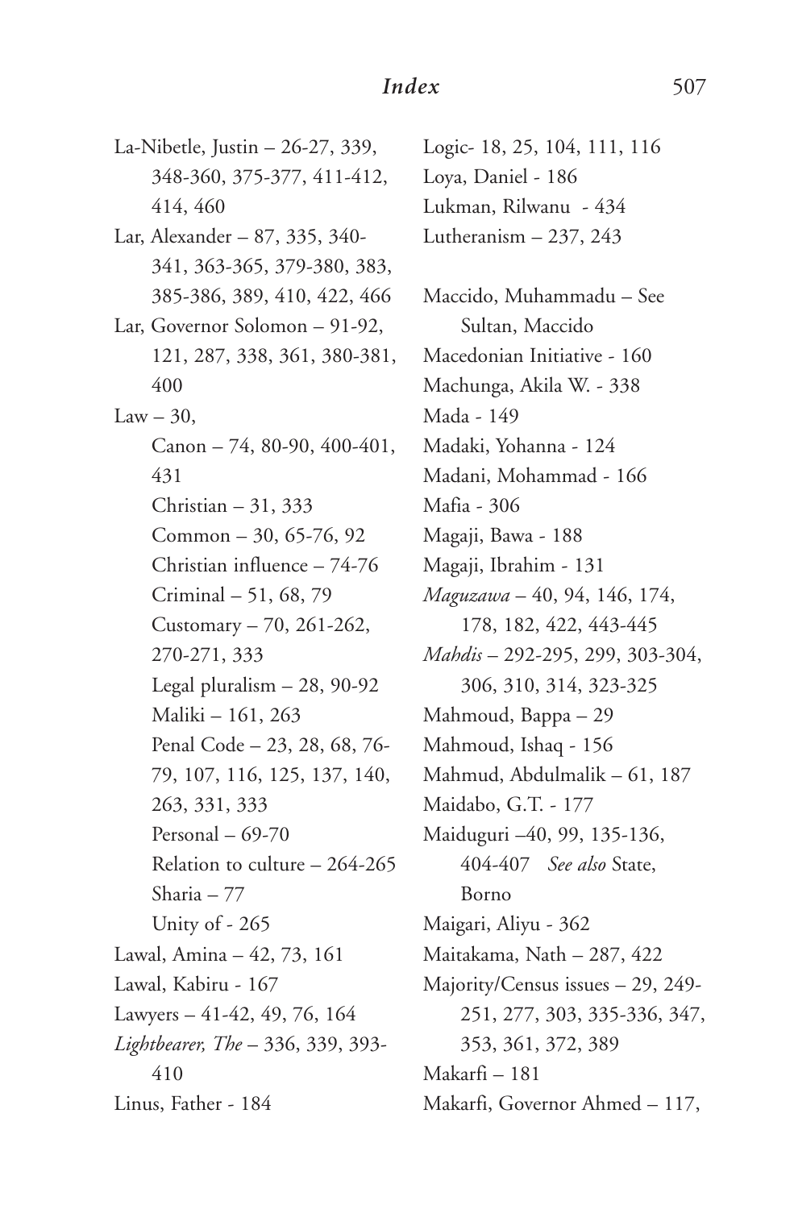La-Nibetle, Justin – 26-27, 339, 348-360, 375-377, 411-412, 414, 460

Lar, Alexander – 87, 335, 340-341, 363-365, 379-380, 383, 385-386, 389, 410, 422, 466

Lar, Governor Solomon – 91-92, 121, 287, 338, 361, 380-381, 400

Law – 30,

- Canon – 74, 80-90, 400-401, 431
- Christian – 31, 333
- Common – 30, 65-76, 92
- Christian influence – 74-76
- Criminal – 51, 68, 79
- Customary – 70, 261-262, 270-271, 333
- Legal pluralism – 28, 90-92
- Maliki – 161, 263
- Penal Code – 23, 28, 68, 76-79, 107, 116, 125, 137, 140, 263, 331, 333
- Personal – 69-70
- Relation to culture – 264-265
- Sharia – 77
- Unity of - 265

Lawal, Amina – 42, 73, 161

Lawal, Kabiru - 167

Lawyers – 41-42, 49, 76, 164

*Lightbearer, The* – 336, 339, 393-410

Linus, Father - 184

Logic- 18, 25, 104, 111, 116

Loya, Daniel - 186

Lukman, Rilwanu - 434

Lutheranism – 237, 243

Maccido, Muhammadu – See Sultan, Maccido

Macedonian Initiative - 160

Machunga, Akila W. - 338

Mada - 149

Madaki, Yohanna - 124

Madani, Mohammad - 166

Mafia - 306

Magaji, Bawa - 188

Magaji, Ibrahim - 131

*Maguzawa* – 40, 94, 146, 174, 178, 182, 422, 443-445

*Mahdis* – 292-295, 299, 303-304, 306, 310, 314, 323-325

Mahmoud, Bappa – 29

Mahmoud, Ishaq - 156

Mahmud, Abdulmalik – 61, 187

Maidabo, G.T. - 177

Maiduguri –40, 99, 135-136, 404-407 *See also* State, Borno

Maigari, Aliyu - 362

Maitakama, Nath – 287, 422

Majority/Census issues – 29, 249-251, 277, 303, 335-336, 347, 353, 361, 372, 389

Makarfi – 181

Makarfi, Governor Ahmed – 117,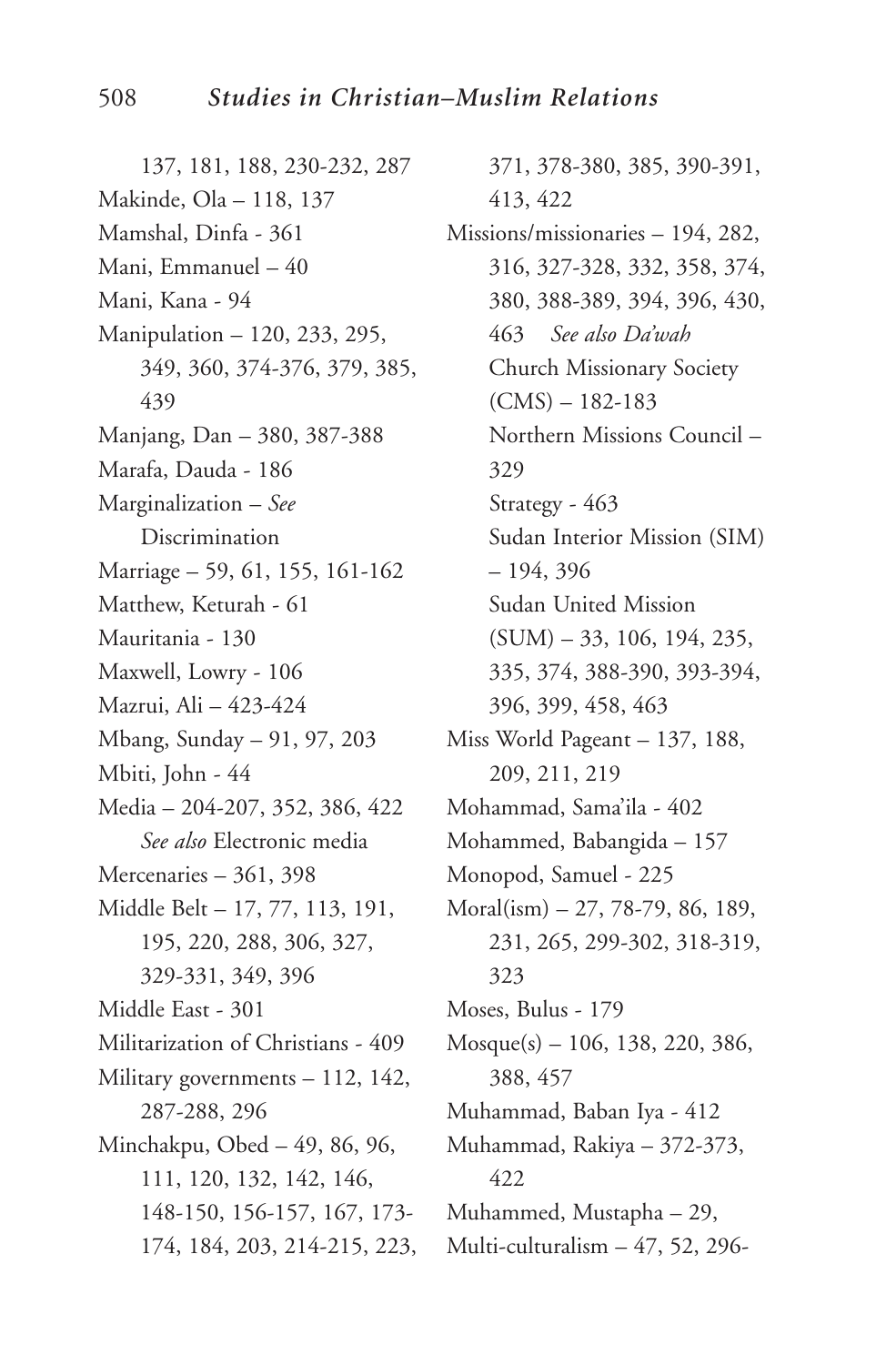137, 181, 188, 230-232, 287

Makinde, Ola – 118, 137

Mamshal, Dinfa - 361

Mani, Emmanuel – 40

Mani, Kana - 94

Manipulation – 120, 233, 295, 349, 360, 374-376, 379, 385, 439

Manjang, Dan – 380, 387-388

Marafa, Dauda - 186

Marginalization – *See* Discrimination

Marriage – 59, 61, 155, 161-162

Matthew, Keturah - 61

Mauritania - 130

Maxwell, Lowry - 106

Mazrui, Ali – 423-424

Mbang, Sunday – 91, 97, 203

Mbiti, John - 44

Media – 204-207, 352, 386, 422
  *See also* Electronic media

Mercenaries – 361, 398

Middle Belt – 17, 77, 113, 191, 195, 220, 288, 306, 327, 329-331, 349, 396

Middle East - 301

Militarization of Christians - 409

Military governments – 112, 142, 287-288, 296

Minchakpu, Obed – 49, 86, 96, 111, 120, 132, 142, 146, 148-150, 156-157, 167, 173-174, 184, 203, 214-215, 223, 371, 378-380, 385, 390-391, 413, 422

Missions/missionaries – 194, 282, 316, 327-328, 332, 358, 374, 380, 388-389, 394, 396, 430, 463 *See also Da'wah*
  Church Missionary Society (CMS) – 182-183
  Northern Missions Council – 329
  Strategy - 463
  Sudan Interior Mission (SIM) – 194, 396
  Sudan United Mission (SUM) – 33, 106, 194, 235, 335, 374, 388-390, 393-394, 396, 399, 458, 463

Miss World Pageant – 137, 188, 209, 211, 219

Mohammad, Sama'ila - 402

Mohammed, Babangida – 157

Monopod, Samuel - 225

Moral(ism) – 27, 78-79, 86, 189, 231, 265, 299-302, 318-319, 323

Moses, Bulus - 179

Mosque(s) – 106, 138, 220, 386, 388, 457

Muhammad, Baban Iya - 412

Muhammad, Rakiya – 372-373, 422

Muhammed, Mustapha – 29,

Multi-culturalism – 47, 52, 296-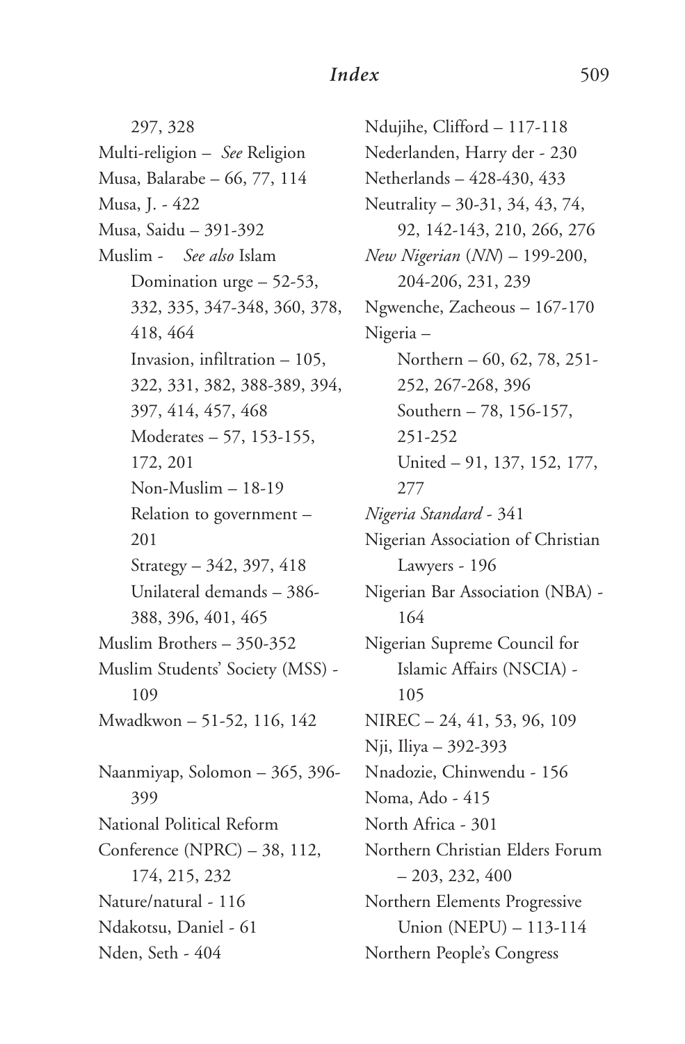297, 328

Multi-religion – *See* Religion

Musa, Balarabe – 66, 77, 114

Musa, J. - 422

Musa, Saidu – 391-392

Muslim - *See also* Islam

- Domination urge – 52-53, 332, 335, 347-348, 360, 378, 418, 464
- Invasion, infiltration – 105, 322, 331, 382, 388-389, 394, 397, 414, 457, 468
- Moderates – 57, 153-155, 172, 201
- Non-Muslim – 18-19
- Relation to government – 201
- Strategy – 342, 397, 418
- Unilateral demands – 386-388, 396, 401, 465

Muslim Brothers – 350-352

Muslim Students' Society (MSS) - 109

Mwadkwon – 51-52, 116, 142

Naanmiyap, Solomon – 365, 396-399

National Political Reform Conference (NPRC) – 38, 112, 174, 215, 232

Nature/natural - 116

Ndakotsu, Daniel - 61

Nden, Seth - 404

Ndujihe, Clifford – 117-118

Nederlanden, Harry der - 230

Netherlands – 428-430, 433

Neutrality – 30-31, 34, 43, 74, 92, 142-143, 210, 266, 276

*New Nigerian* (*NN*) – 199-200, 204-206, 231, 239

Ngwenche, Zacheous – 167-170

Nigeria –

- Northern – 60, 62, 78, 251-252, 267-268, 396
- Southern – 78, 156-157, 251-252
- United – 91, 137, 152, 177, 277

*Nigeria Standard* - 341

Nigerian Association of Christian Lawyers - 196

Nigerian Bar Association (NBA) - 164

Nigerian Supreme Council for Islamic Affairs (NSCIA) - 105

NIREC – 24, 41, 53, 96, 109

Nji, Iliya – 392-393

Nnadozie, Chinwendu - 156

Noma, Ado - 415

North Africa - 301

Northern Christian Elders Forum – 203, 232, 400

Northern Elements Progressive Union (NEPU) – 113-114

Northern People's Congress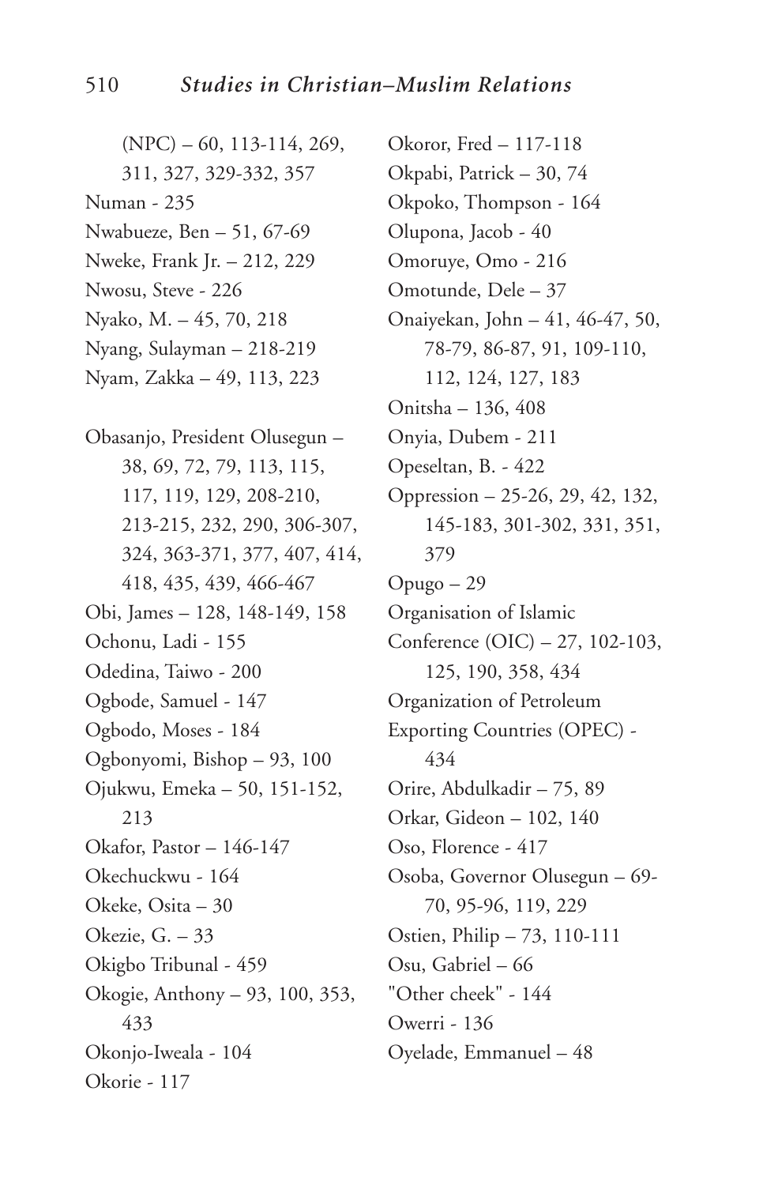(NPC) – 60, 113-114, 269, 311, 327, 329-332, 357
Numan - 235
Nwabueze, Ben – 51, 67-69
Nweke, Frank Jr. – 212, 229
Nwosu, Steve - 226
Nyako, M. – 45, 70, 218
Nyang, Sulayman – 218-219
Nyam, Zakka – 49, 113, 223

Obasanjo, President Olusegun – 38, 69, 72, 79, 113, 115, 117, 119, 129, 208-210, 213-215, 232, 290, 306-307, 324, 363-371, 377, 407, 414, 418, 435, 439, 466-467
Obi, James – 128, 148-149, 158
Ochonu, Ladi - 155
Odedina, Taiwo - 200
Ogbode, Samuel - 147
Ogbodo, Moses - 184
Ogbonyomi, Bishop – 93, 100
Ojukwu, Emeka – 50, 151-152, 213
Okafor, Pastor – 146-147
Okechuckwu - 164
Okeke, Osita – 30
Okezie, G. – 33
Okigbo Tribunal - 459
Okogie, Anthony – 93, 100, 353, 433
Okonjo-Iweala - 104
Okorie - 117
Okoror, Fred – 117-118
Okpabi, Patrick – 30, 74
Okpoko, Thompson - 164
Olupona, Jacob - 40
Omoruye, Omo - 216
Omotunde, Dele – 37
Onaiyekan, John – 41, 46-47, 50, 78-79, 86-87, 91, 109-110, 112, 124, 127, 183
Onitsha – 136, 408
Onyia, Dubem - 211
Opeseltan, B. - 422
Oppression – 25-26, 29, 42, 132, 145-183, 301-302, 331, 351, 379
Opugo – 29
Organisation of Islamic Conference (OIC) – 27, 102-103, 125, 190, 358, 434
Organization of Petroleum Exporting Countries (OPEC) - 434
Orire, Abdulkadir – 75, 89
Orkar, Gideon – 102, 140
Oso, Florence - 417
Osoba, Governor Olusegun – 69-70, 95-96, 119, 229
Ostien, Philip – 73, 110-111
Osu, Gabriel – 66
"Other cheek" - 144
Owerri - 136
Oyelade, Emmanuel – 48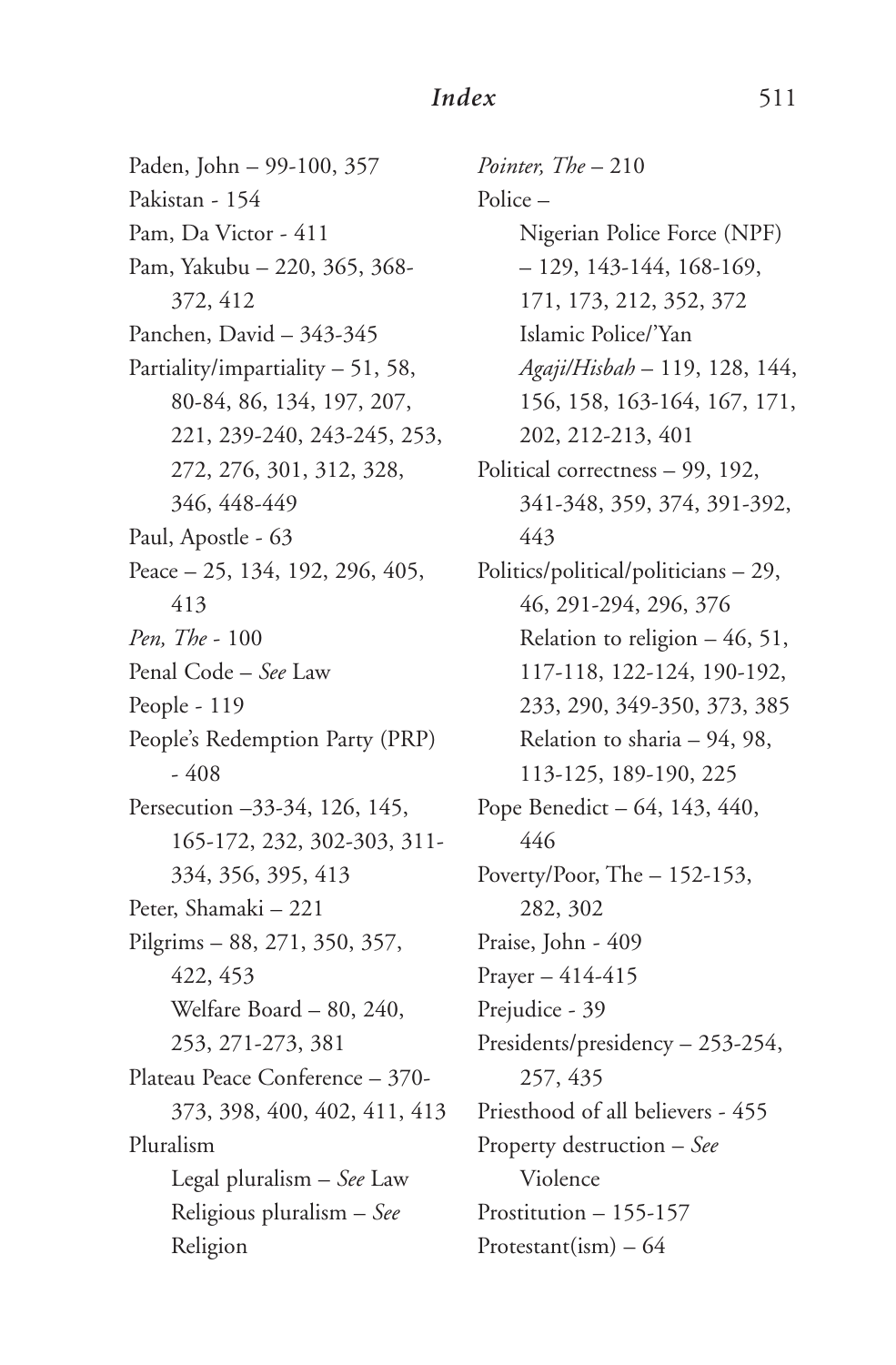Paden, John – 99-100, 357

Pakistan - 154

Pam, Da Victor - 411

Pam, Yakubu – 220, 365, 368-372, 412

Panchen, David – 343-345

Partiality/impartiality – 51, 58, 80-84, 86, 134, 197, 207, 221, 239-240, 243-245, 253, 272, 276, 301, 312, 328, 346, 448-449

Paul, Apostle - 63

Peace – 25, 134, 192, 296, 405, 413

*Pen, The* - 100

Penal Code – *See* Law

People - 119

People's Redemption Party (PRP) - 408

Persecution –33-34, 126, 145, 165-172, 232, 302-303, 311-334, 356, 395, 413

Peter, Shamaki – 221

Pilgrims – 88, 271, 350, 357, 422, 453
- Welfare Board – 80, 240, 253, 271-273, 381

Plateau Peace Conference – 370-373, 398, 400, 402, 411, 413

Pluralism
- Legal pluralism – *See* Law
- Religious pluralism – *See* Religion

*Pointer, The* – 210

Police –
- Nigerian Police Force (NPF) – 129, 143-144, 168-169, 171, 173, 212, 352, 372
- Islamic Police/'Yan *Agaji/Hisbah* – 119, 128, 144, 156, 158, 163-164, 167, 171, 202, 212-213, 401

Political correctness – 99, 192, 341-348, 359, 374, 391-392, 443

Politics/political/politicians – 29, 46, 291-294, 296, 376
- Relation to religion – 46, 51, 117-118, 122-124, 190-192, 233, 290, 349-350, 373, 385
- Relation to sharia – 94, 98, 113-125, 189-190, 225

Pope Benedict – 64, 143, 440, 446

Poverty/Poor, The – 152-153, 282, 302

Praise, John - 409

Prayer – 414-415

Prejudice - 39

Presidents/presidency – 253-254, 257, 435

Priesthood of all believers - 455

Property destruction – *See* Violence

Prostitution – 155-157

Protestant(ism) – 64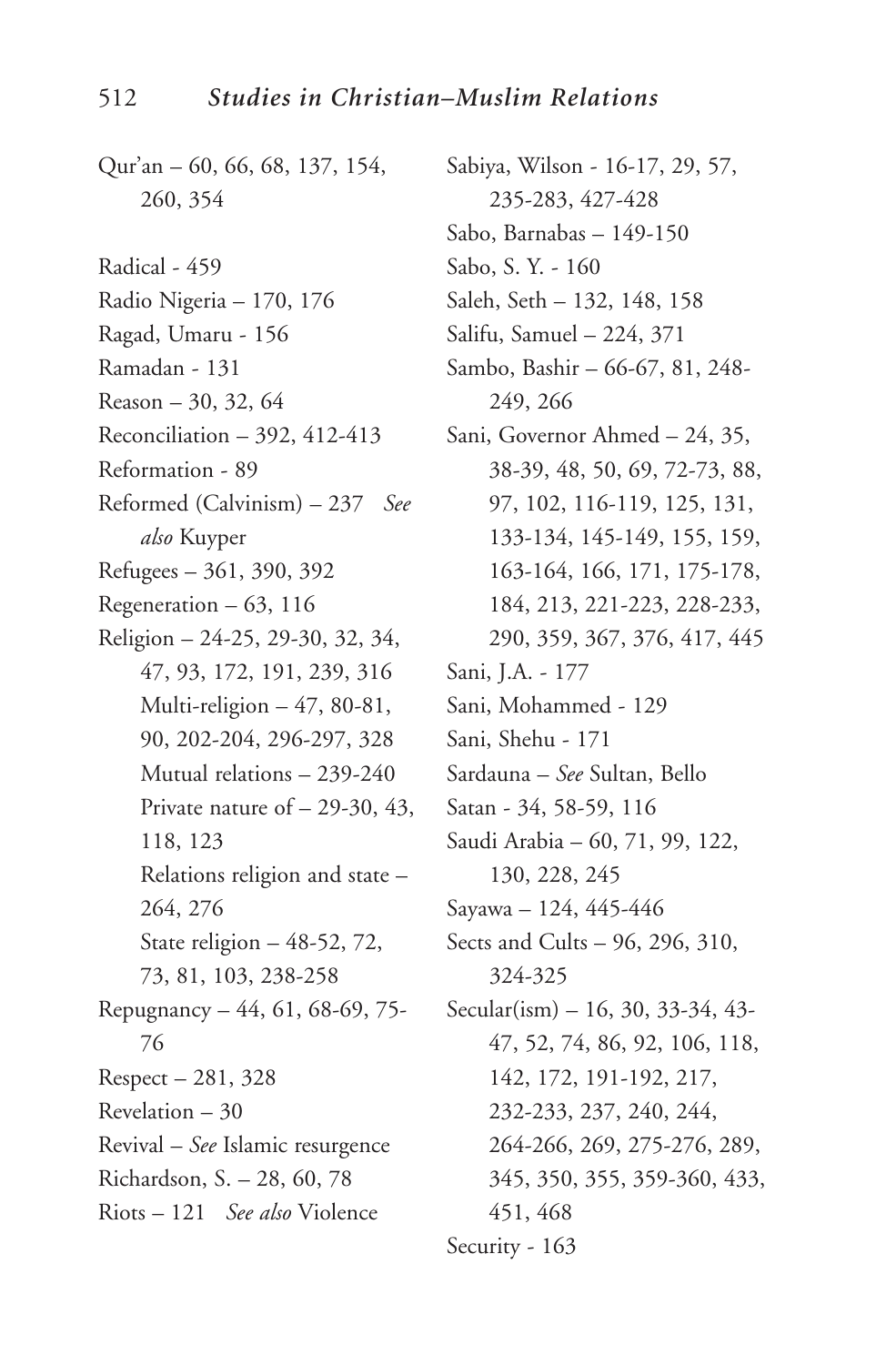Qur'an – 60, 66, 68, 137, 154, 260, 354

Radical - 459
Radio Nigeria – 170, 176
Ragad, Umaru - 156
Ramadan - 131
Reason – 30, 32, 64
Reconciliation – 392, 412-413
Reformation - 89
Reformed (Calvinism) – 237 *See also* Kuyper
Refugees – 361, 390, 392
Regeneration – 63, 116
Religion – 24-25, 29-30, 32, 34, 47, 93, 172, 191, 239, 316
  Multi-religion – 47, 80-81, 90, 202-204, 296-297, 328
  Mutual relations – 239-240
  Private nature of – 29-30, 43, 118, 123
  Relations religion and state – 264, 276
  State religion – 48-52, 72, 73, 81, 103, 238-258
Repugnancy – 44, 61, 68-69, 75-76
Respect – 281, 328
Revelation – 30
Revival – *See* Islamic resurgence
Richardson, S. – 28, 60, 78
Riots – 121 *See also* Violence

Sabiya, Wilson - 16-17, 29, 57, 235-283, 427-428
Sabo, Barnabas – 149-150
Sabo, S. Y. - 160
Saleh, Seth – 132, 148, 158
Salifu, Samuel – 224, 371
Sambo, Bashir – 66-67, 81, 248-249, 266
Sani, Governor Ahmed – 24, 35, 38-39, 48, 50, 69, 72-73, 88, 97, 102, 116-119, 125, 131, 133-134, 145-149, 155, 159, 163-164, 166, 171, 175-178, 184, 213, 221-223, 228-233, 290, 359, 367, 376, 417, 445
Sani, J.A. - 177
Sani, Mohammed - 129
Sani, Shehu - 171
Sardauna – *See* Sultan, Bello
Satan - 34, 58-59, 116
Saudi Arabia – 60, 71, 99, 122, 130, 228, 245
Sayawa – 124, 445-446
Sects and Cults – 96, 296, 310, 324-325
Secular(ism) – 16, 30, 33-34, 43-47, 52, 74, 86, 92, 106, 118, 142, 172, 191-192, 217, 232-233, 237, 240, 244, 264-266, 269, 275-276, 289, 345, 350, 355, 359-360, 433, 451, 468
Security - 163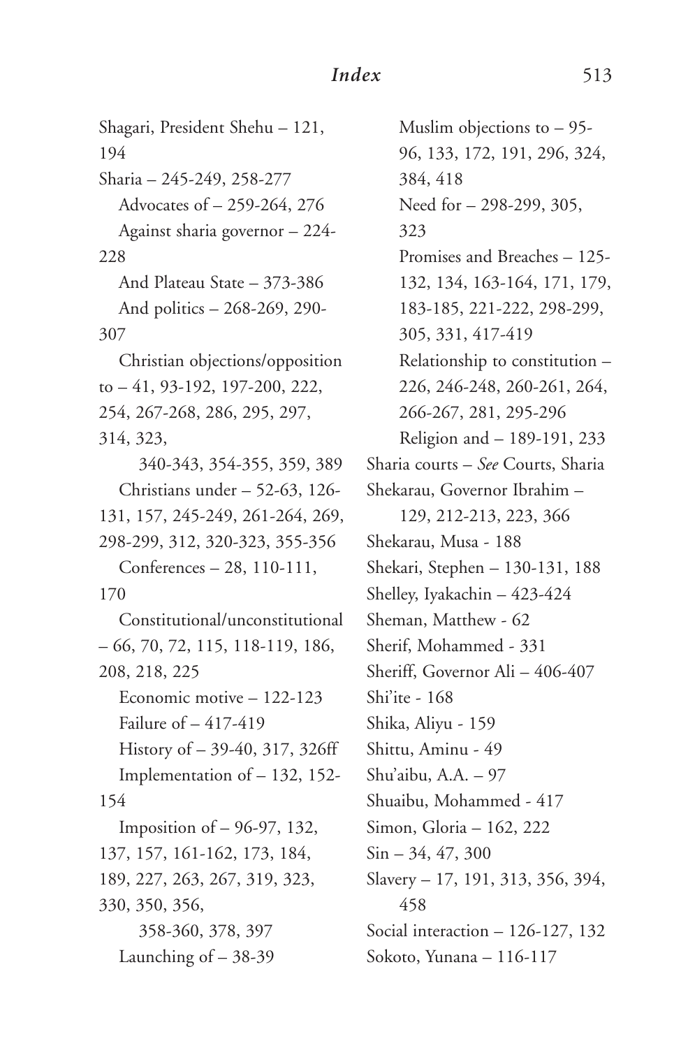Shagari, President Shehu – 121, 194

Sharia – 245-249, 258-277

  Advocates of – 259-264, 276

  Against sharia governor – 224-228

  And Plateau State – 373-386

  And politics – 268-269, 290-307

  Christian objections/opposition to – 41, 93-192, 197-200, 222, 254, 267-268, 286, 295, 297, 314, 323, 340-343, 354-355, 359, 389

  Christians under – 52-63, 126-131, 157, 245-249, 261-264, 269, 298-299, 312, 320-323, 355-356

  Conferences – 28, 110-111, 170

  Constitutional/unconstitutional – 66, 70, 72, 115, 118-119, 186, 208, 218, 225

  Economic motive – 122-123

  Failure of – 417-419

  History of – 39-40, 317, 326ff

  Implementation of – 132, 152-154

  Imposition of – 96-97, 132, 137, 157, 161-162, 173, 184, 189, 227, 263, 267, 319, 323, 330, 350, 356, 358-360, 378, 397

  Launching of – 38-39

  Muslim objections to – 95-96, 133, 172, 191, 296, 324, 384, 418

  Need for – 298-299, 305, 323

  Promises and Breaches – 125-132, 134, 163-164, 171, 179, 183-185, 221-222, 298-299, 305, 331, 417-419

  Relationship to constitution – 226, 246-248, 260-261, 264, 266-267, 281, 295-296

  Religion and – 189-191, 233

Sharia courts – *See* Courts, Sharia

Shekarau, Governor Ibrahim – 129, 212-213, 223, 366

Shekarau, Musa - 188

Shekari, Stephen – 130-131, 188

Shelley, Iyakachin – 423-424

Sheman, Matthew - 62

Sherif, Mohammed - 331

Sheriff, Governor Ali – 406-407

Shi'ite - 168

Shika, Aliyu - 159

Shittu, Aminu - 49

Shu'aibu, A.A. – 97

Shuaibu, Mohammed - 417

Simon, Gloria – 162, 222

Sin – 34, 47, 300

Slavery – 17, 191, 313, 356, 394, 458

Social interaction – 126-127, 132

Sokoto, Yunana – 116-117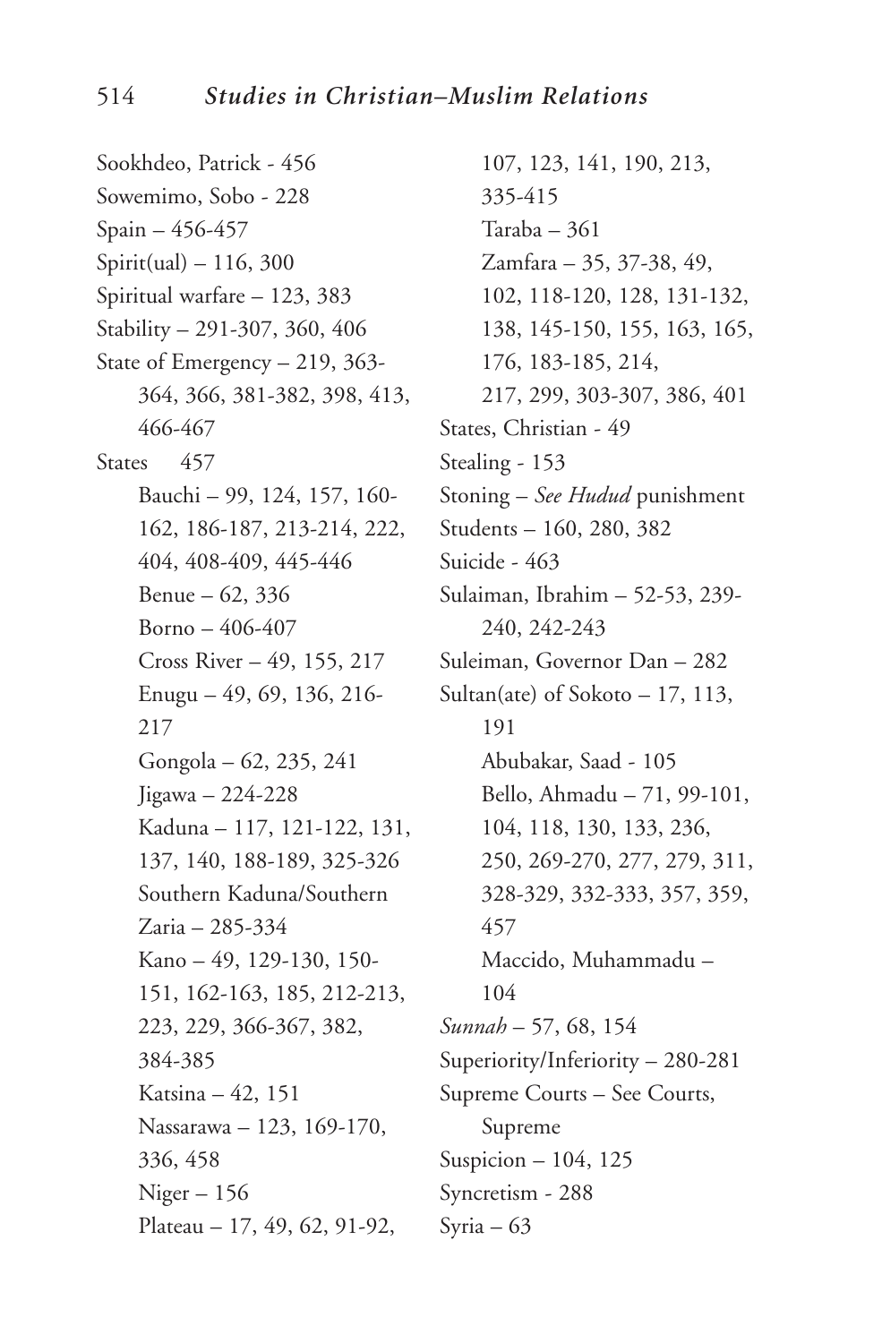Sookhdeo, Patrick - 456
Sowemimo, Sobo - 228
Spain – 456-457
Spirit(ual) – 116, 300
Spiritual warfare – 123, 383
Stability – 291-307, 360, 406
State of Emergency – 219, 363-364, 366, 381-382, 398, 413, 466-467
States 457
- Bauchi – 99, 124, 157, 160-162, 186-187, 213-214, 222, 404, 408-409, 445-446
- Benue – 62, 336
- Borno – 406-407
- Cross River – 49, 155, 217
- Enugu – 49, 69, 136, 216-217
- Gongola – 62, 235, 241
- Jigawa – 224-228
- Kaduna – 117, 121-122, 131, 137, 140, 188-189, 325-326
- Southern Kaduna/Southern Zaria – 285-334
- Kano – 49, 129-130, 150-151, 162-163, 185, 212-213, 223, 229, 366-367, 382, 384-385
- Katsina – 42, 151
- Nassarawa – 123, 169-170, 336, 458
- Niger – 156
- Plateau – 17, 49, 62, 91-92, 107, 123, 141, 190, 213, 335-415
- Taraba – 361
- Zamfara – 35, 37-38, 49, 102, 118-120, 128, 131-132, 138, 145-150, 155, 163, 165, 176, 183-185, 214, 217, 299, 303-307, 386, 401

States, Christian - 49
Stealing - 153
Stoning – *See Hudud* punishment
Students – 160, 280, 382
Suicide - 463
Sulaiman, Ibrahim – 52-53, 239-240, 242-243
Suleiman, Governor Dan – 282
Sultan(ate) of Sokoto – 17, 113, 191
- Abubakar, Saad - 105
- Bello, Ahmadu – 71, 99-101, 104, 118, 130, 133, 236, 250, 269-270, 277, 279, 311, 328-329, 332-333, 357, 359, 457
- Maccido, Muhammadu – 104

*Sunnah* – 57, 68, 154
Superiority/Inferiority – 280-281
Supreme Courts – See Courts, Supreme
Suspicion – 104, 125
Syncretism - 288
Syria – 63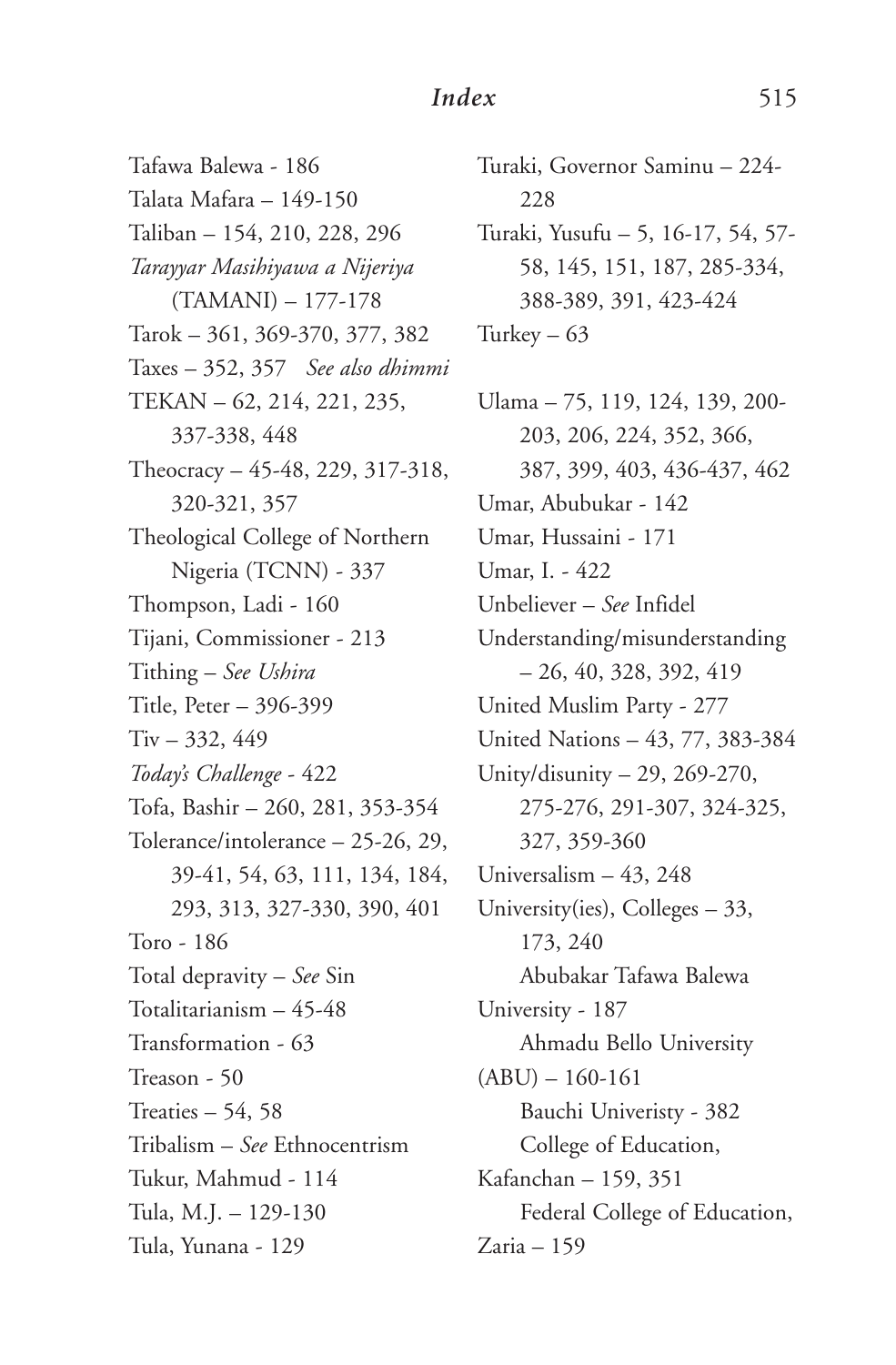Tafawa Balewa - 186
Talata Mafara – 149-150
Taliban – 154, 210, 228, 296
*Tarayyar Masihiyawa a Nijeriya* (TAMANI) – 177-178
Tarok – 361, 369-370, 377, 382
Taxes – 352, 357 *See also dhimmi*
TEKAN – 62, 214, 221, 235, 337-338, 448
Theocracy – 45-48, 229, 317-318, 320-321, 357
Theological College of Northern Nigeria (TCNN) - 337
Thompson, Ladi - 160
Tijani, Commissioner - 213
Tithing – *See Ushira*
Title, Peter – 396-399
Tiv – 332, 449
*Today's Challenge* - 422
Tofa, Bashir – 260, 281, 353-354
Tolerance/intolerance – 25-26, 29, 39-41, 54, 63, 111, 134, 184, 293, 313, 327-330, 390, 401
Toro - 186
Total depravity – *See* Sin
Totalitarianism – 45-48
Transformation - 63
Treason - 50
Treaties – 54, 58
Tribalism – *See* Ethnocentrism
Tukur, Mahmud - 114
Tula, M.J. – 129-130
Tula, Yunana - 129
Turaki, Governor Saminu – 224-228
Turaki, Yusufu – 5, 16-17, 54, 57-58, 145, 151, 187, 285-334, 388-389, 391, 423-424
Turkey – 63

Ulama – 75, 119, 124, 139, 200-203, 206, 224, 352, 366, 387, 399, 403, 436-437, 462
Umar, Abubukar - 142
Umar, Hussaini - 171
Umar, I. - 422
Unbeliever – *See* Infidel
Understanding/misunderstanding – 26, 40, 328, 392, 419
United Muslim Party - 277
United Nations – 43, 77, 383-384
Unity/disunity – 29, 269-270, 275-276, 291-307, 324-325, 327, 359-360
Universalism – 43, 248
University(ies), Colleges – 33, 173, 240
  Abubakar Tafawa Balewa University - 187
  Ahmadu Bello University (ABU) – 160-161
  Bauchi Univeristy - 382
  College of Education, Kafanchan – 159, 351
  Federal College of Education, Zaria – 159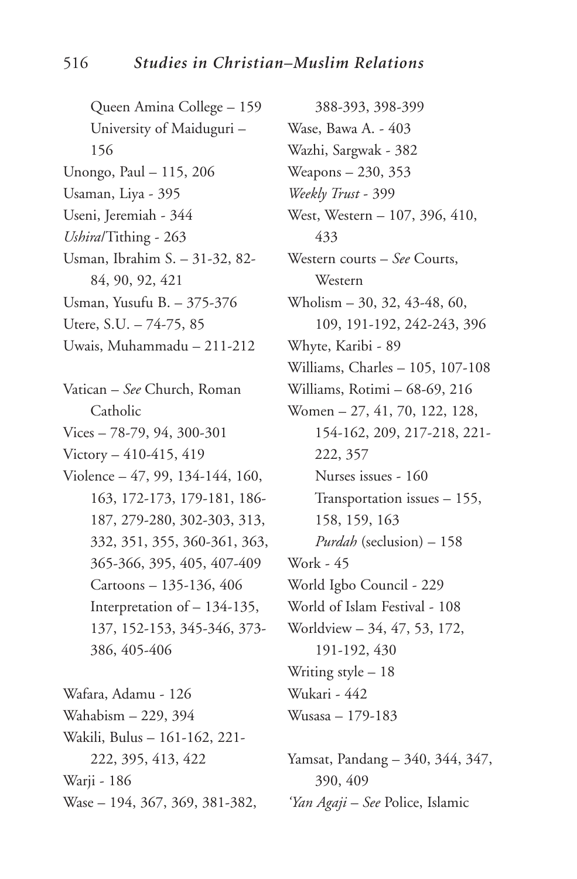Queen Amina College – 159
University of Maiduguri – 156
Unongo, Paul – 115, 206
Usaman, Liya - 395
Useni, Jeremiah - 344
*Ushira*/Tithing - 263
Usman, Ibrahim S. – 31-32, 82-84, 90, 92, 421
Usman, Yusufu B. – 375-376
Utere, S.U. – 74-75, 85
Uwais, Muhammadu – 211-212

Vatican – *See* Church, Roman Catholic
Vices – 78-79, 94, 300-301
Victory – 410-415, 419
Violence – 47, 99, 134-144, 160, 163, 172-173, 179-181, 186-187, 279-280, 302-303, 313, 332, 351, 355, 360-361, 363, 365-366, 395, 405, 407-409
    Cartoons – 135-136, 406
    Interpretation of – 134-135, 137, 152-153, 345-346, 373-386, 405-406

Wafara, Adamu - 126
Wahabism – 229, 394
Wakili, Bulus – 161-162, 221-222, 395, 413, 422
Warji - 186
Wase – 194, 367, 369, 381-382, 388-393, 398-399
Wase, Bawa A. - 403
Wazhi, Sargwak - 382
Weapons – 230, 353
*Weekly Trust* - 399
West, Western – 107, 396, 410, 433
Western courts – *See* Courts, Western
Wholism – 30, 32, 43-48, 60, 109, 191-192, 242-243, 396
Whyte, Karibi - 89
Williams, Charles – 105, 107-108
Williams, Rotimi – 68-69, 216
Women – 27, 41, 70, 122, 128, 154-162, 209, 217-218, 221-222, 357
    Nurses issues - 160
    Transportation issues – 155, 158, 159, 163
    *Purdah* (seclusion) – 158
Work - 45
World Igbo Council - 229
World of Islam Festival - 108
Worldview – 34, 47, 53, 172, 191-192, 430
Writing style – 18
Wukari - 442
Wusasa – 179-183

Yamsat, Pandang – 340, 344, 347, 390, 409
*'Yan Agaji* – *See* Police, Islamic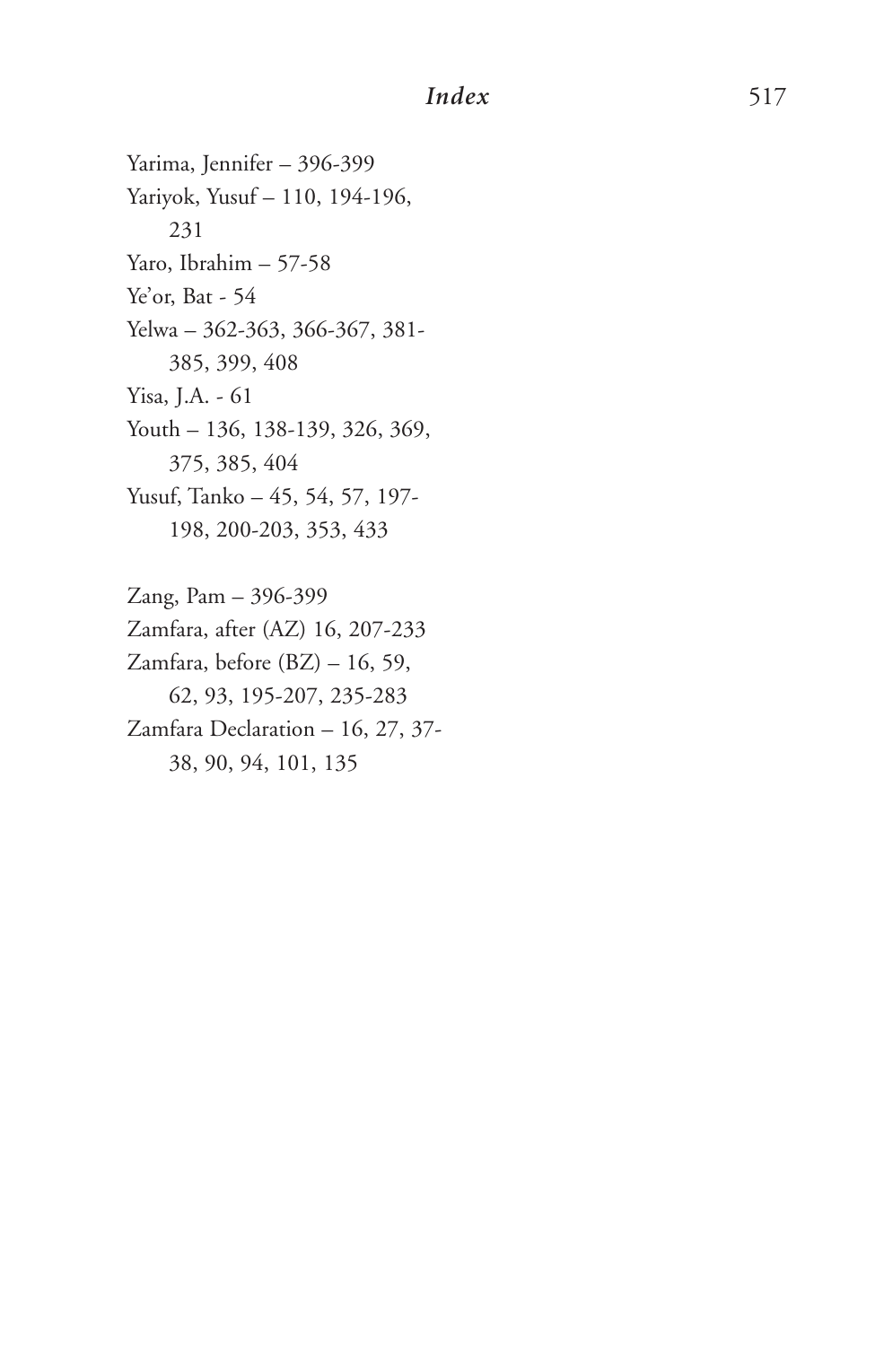Yarima, Jennifer – 396-399

Yariyok, Yusuf – 110, 194-196, 231

Yaro, Ibrahim – 57-58

Ye'or, Bat - 54

Yelwa – 362-363, 366-367, 381-385, 399, 408

Yisa, J.A. - 61

Youth – 136, 138-139, 326, 369, 375, 385, 404

Yusuf, Tanko – 45, 54, 57, 197-198, 200-203, 353, 433

Zang, Pam – 396-399

Zamfara, after (AZ) 16, 207-233

Zamfara, before (BZ) – 16, 59, 62, 93, 195-207, 235-283

Zamfara Declaration – 16, 27, 37-38, 90, 94, 101, 135